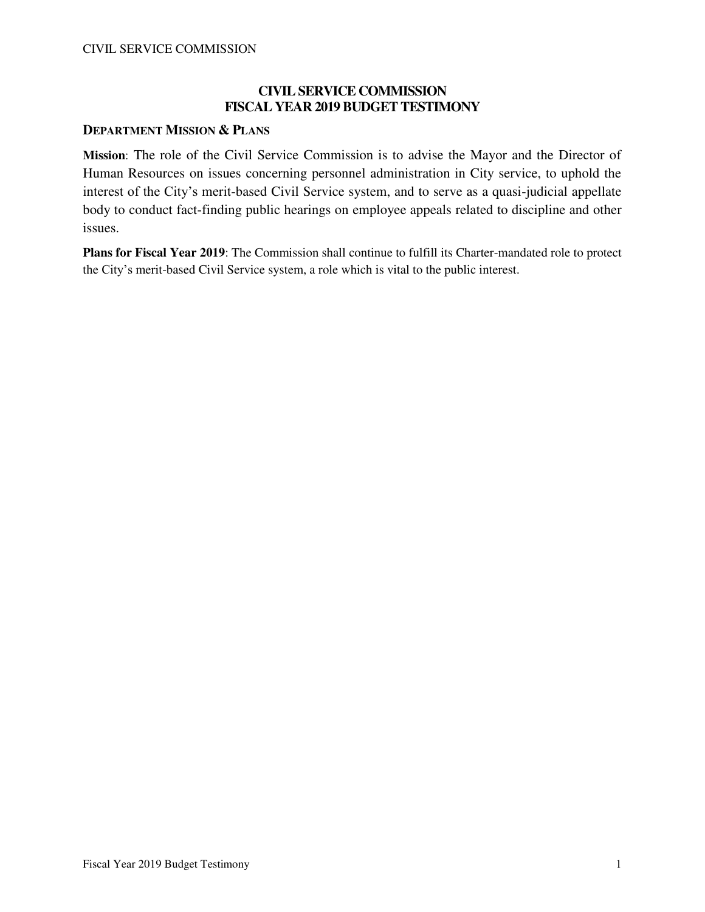# CIVIL SERVICE COMMISSION
# FISCAL YEAR 2019 BUDGET TESTIMONY

## DEPARTMENT MISSION & PLANS

**Mission**: The role of the Civil Service Commission is to advise the Mayor and the Director of Human Resources on issues concerning personnel administration in City service, to uphold the interest of the City's merit-based Civil Service system, and to serve as a quasi-judicial appellate body to conduct fact-finding public hearings on employee appeals related to discipline and other issues.

**Plans for Fiscal Year 2019**: The Commission shall continue to fulfill its Charter-mandated role to protect the City's merit-based Civil Service system, a role which is vital to the public interest.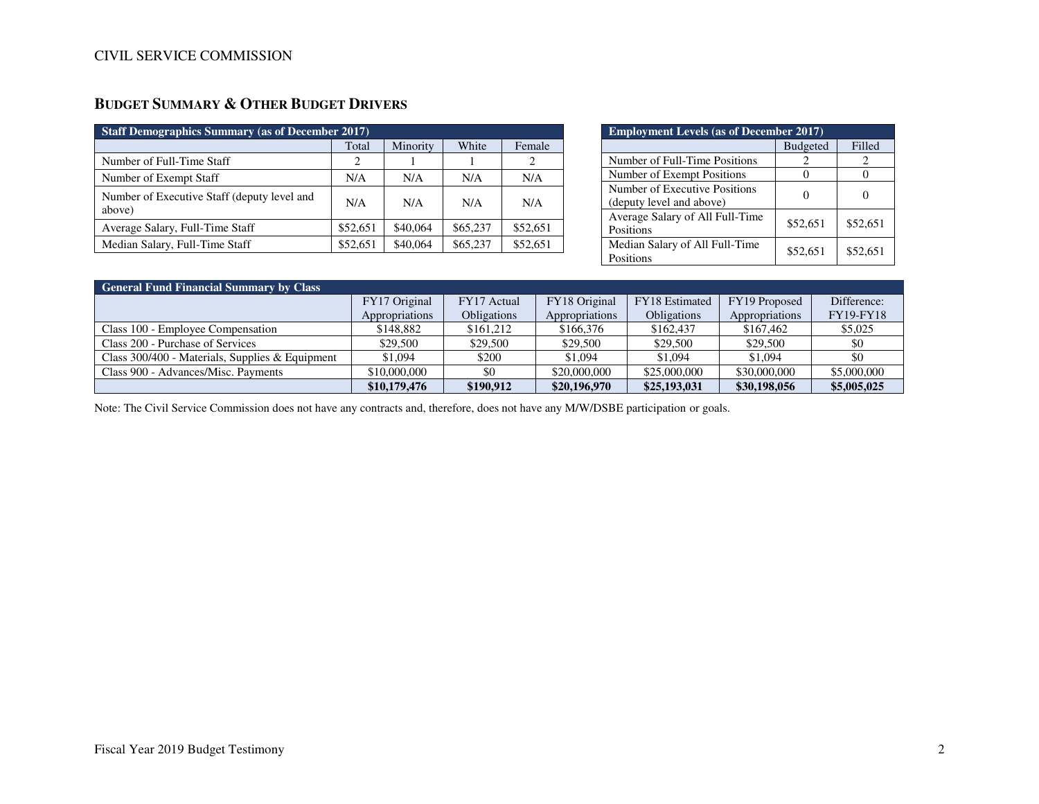CIVIL SERVICE COMMISSION

## BUDGET SUMMARY & OTHER BUDGET DRIVERS

| Staff Demographics Summary (as of December 2017) | | | | |
|---|---|---|---|---|
| | Total | Minority | White | Female |
| Number of Full-Time Staff | 2 | 1 | 1 | 2 |
| Number of Exempt Staff | N/A | N/A | N/A | N/A |
| Number of Executive Staff (deputy level and above) | N/A | N/A | N/A | N/A |
| Average Salary, Full-Time Staff | $52,651 | $40,064 | $65,237 | $52,651 |
| Median Salary, Full-Time Staff | $52,651 | $40,064 | $65,237 | $52,651 |

| Employment Levels (as of December 2017) | | |
|---|---|---|
| | Budgeted | Filled |
| Number of Full-Time Positions | 2 | 2 |
| Number of Exempt Positions | 0 | 0 |
| Number of Executive Positions (deputy level and above) | 0 | 0 |
| Average Salary of All Full-Time Positions | $52,651 | $52,651 |
| Median Salary of All Full-Time Positions | $52,651 | $52,651 |

| General Fund Financial Summary by Class | | | | | | |
|---|---|---|---|---|---|---|
| | FY17 Original Appropriations | FY17 Actual Obligations | FY18 Original Appropriations | FY18 Estimated Obligations | FY19 Proposed Appropriations | Difference: FY19-FY18 |
| Class 100 - Employee Compensation | $148,882 | $161,212 | $166,376 | $162,437 | $167,462 | $5,025 |
| Class 200 - Purchase of Services | $29,500 | $29,500 | $29,500 | $29,500 | $29,500 | $0 |
| Class 300/400 - Materials, Supplies & Equipment | $1,094 | $200 | $1,094 | $1,094 | $1,094 | $0 |
| Class 900 - Advances/Misc. Payments | $10,000,000 | $0 | $20,000,000 | $25,000,000 | $30,000,000 | $5,000,000 |
| | **$10,179,476** | **$190,912** | **$20,196,970** | **$25,193,031** | **$30,198,056** | **$5,005,025** |

Note: The Civil Service Commission does not have any contracts and, therefore, does not have any M/W/DSBE participation or goals.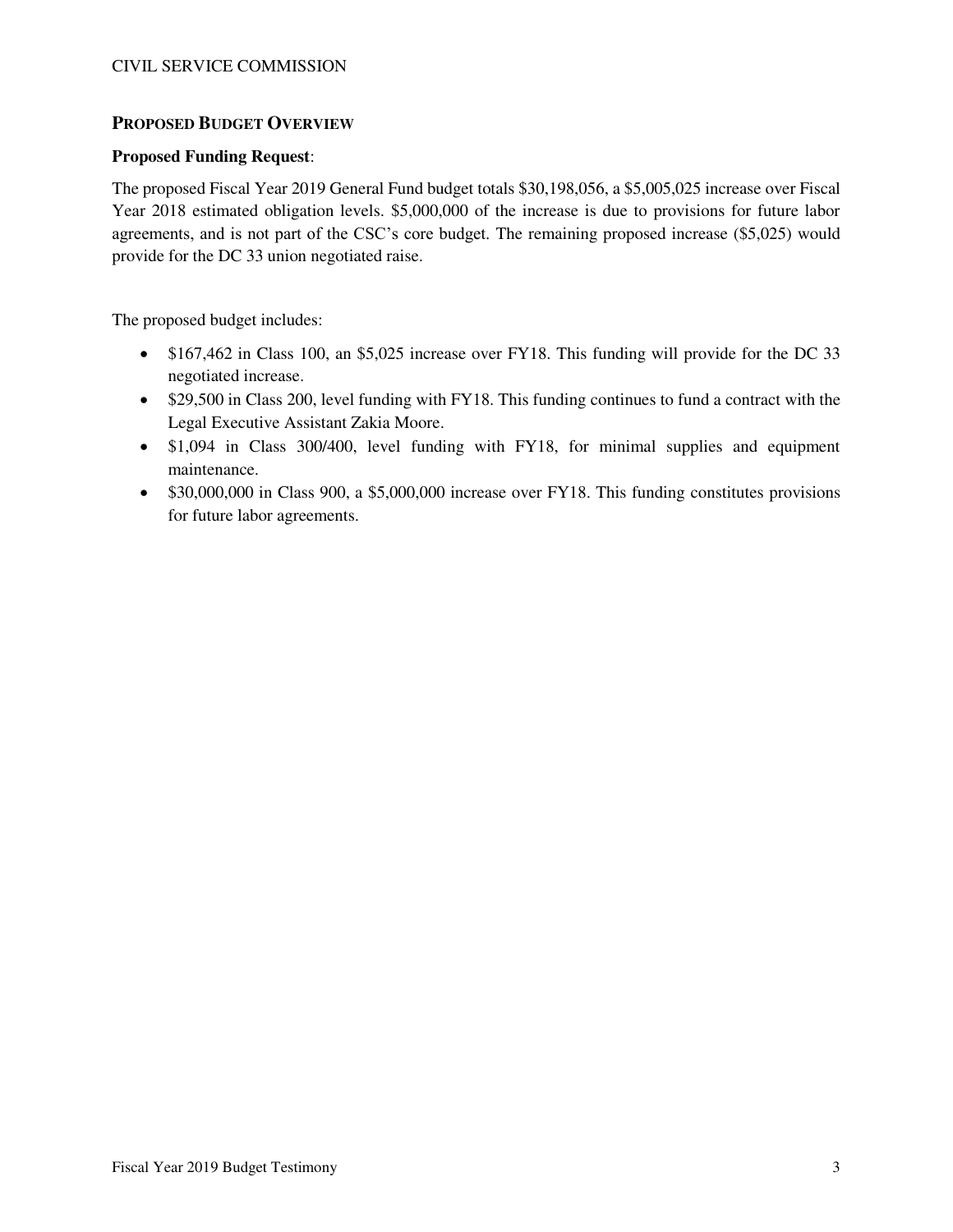## Proposed Budget Overview

**Proposed Funding Request**:

The proposed Fiscal Year 2019 General Fund budget totals $30,198,056, a $5,005,025 increase over Fiscal Year 2018 estimated obligation levels. $5,000,000 of the increase is due to provisions for future labor agreements, and is not part of the CSC's core budget. The remaining proposed increase ($5,025) would provide for the DC 33 union negotiated raise.

The proposed budget includes:

- $167,462 in Class 100, an $5,025 increase over FY18. This funding will provide for the DC 33 negotiated increase.
- $29,500 in Class 200, level funding with FY18. This funding continues to fund a contract with the Legal Executive Assistant Zakia Moore.
- $1,094 in Class 300/400, level funding with FY18, for minimal supplies and equipment maintenance.
- $30,000,000 in Class 900, a $5,000,000 increase over FY18. This funding constitutes provisions for future labor agreements.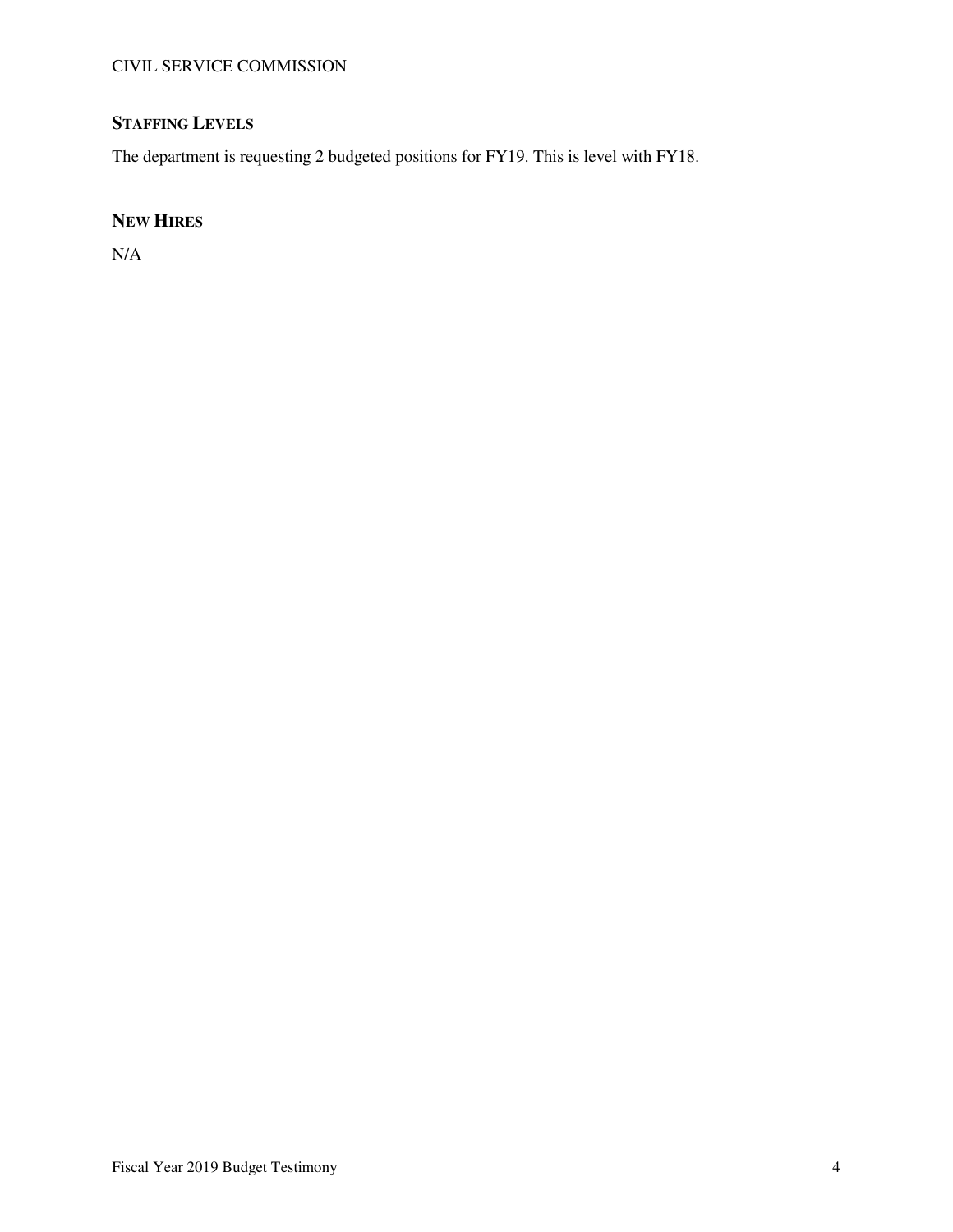## Staffing Levels

The department is requesting 2 budgeted positions for FY19. This is level with FY18.

## New Hires

N/A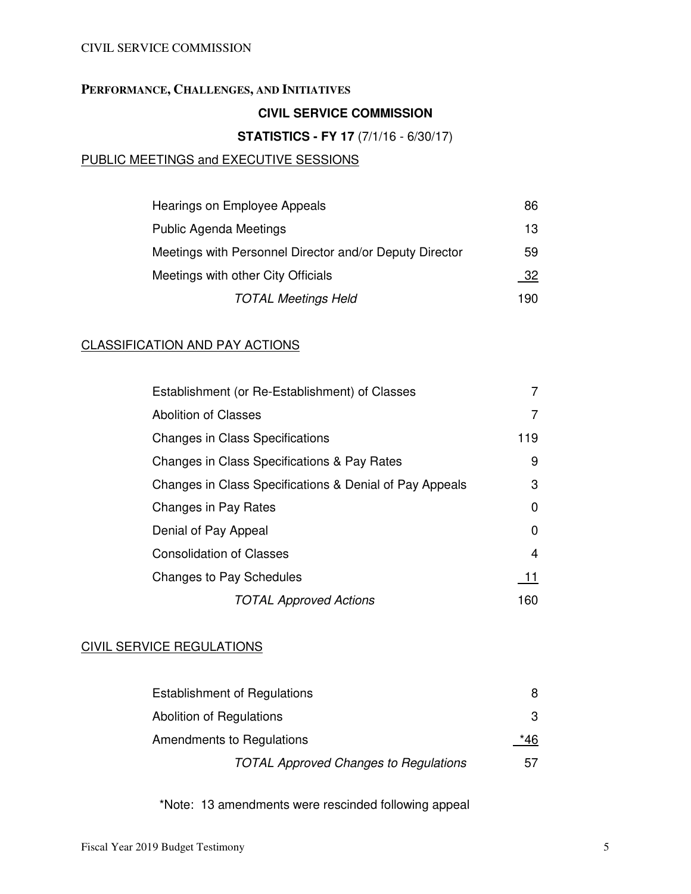## Performance, Challenges, and Initiatives

### CIVIL SERVICE COMMISSION

**STATISTICS - FY 17** (7/1/16 - 6/30/17)

PUBLIC MEETINGS and EXECUTIVE SESSIONS

| | |
|---|---|
| Hearings on Employee Appeals | 86 |
| Public Agenda Meetings | 13 |
| Meetings with Personnel Director and/or Deputy Director | 59 |
| Meetings with other City Officials | 32 |
| *TOTAL Meetings Held* | 190 |

CLASSIFICATION AND PAY ACTIONS

| | |
|---|---|
| Establishment (or Re-Establishment) of Classes | 7 |
| Abolition of Classes | 7 |
| Changes in Class Specifications | 119 |
| Changes in Class Specifications & Pay Rates | 9 |
| Changes in Class Specifications & Denial of Pay Appeals | 3 |
| Changes in Pay Rates | 0 |
| Denial of Pay Appeal | 0 |
| Consolidation of Classes | 4 |
| Changes to Pay Schedules | 11 |
| *TOTAL Approved Actions* | 160 |

CIVIL SERVICE REGULATIONS

| | |
|---|---|
| Establishment of Regulations | 8 |
| Abolition of Regulations | 3 |
| Amendments to Regulations | *46 |
| *TOTAL Approved Changes to Regulations* | 57 |

*Note: 13 amendments were rescinded following appeal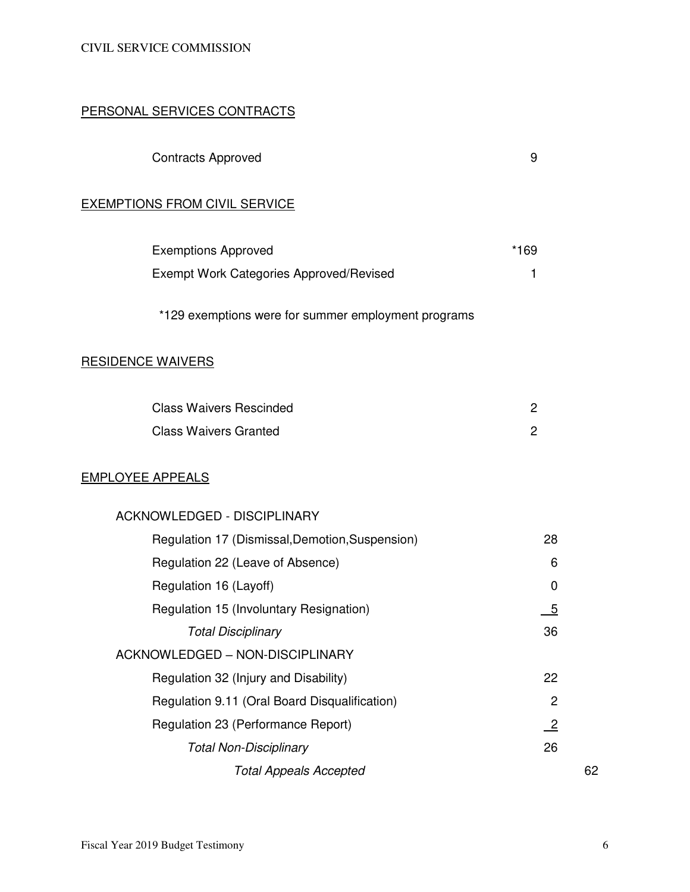## PERSONAL SERVICES CONTRACTS

| | |
|---|---|
| Contracts Approved | 9 |

## EXEMPTIONS FROM CIVIL SERVICE

| | |
|---|---|
| Exemptions Approved | *169 |
| Exempt Work Categories Approved/Revised | 1 |

*129 exemptions were for summer employment programs

## RESIDENCE WAIVERS

| | |
|---|---|
| Class Waivers Rescinded | 2 |
| Class Waivers Granted | 2 |

## EMPLOYEE APPEALS

| | | |
|---|---|---|
| ACKNOWLEDGED - DISCIPLINARY | | |
| Regulation 17 (Dismissal,Demotion,Suspension) | 28 | |
| Regulation 22 (Leave of Absence) | 6 | |
| Regulation 16 (Layoff) | 0 | |
| Regulation 15 (Involuntary Resignation) | 5 | |
| *Total Disciplinary* | 36 | |
| ACKNOWLEDGED – NON-DISCIPLINARY | | |
| Regulation 32 (Injury and Disability) | 22 | |
| Regulation 9.11 (Oral Board Disqualification) | 2 | |
| Regulation 23 (Performance Report) | 2 | |
| *Total Non-Disciplinary* | 26 | |
| *Total Appeals Accepted* | | 62 |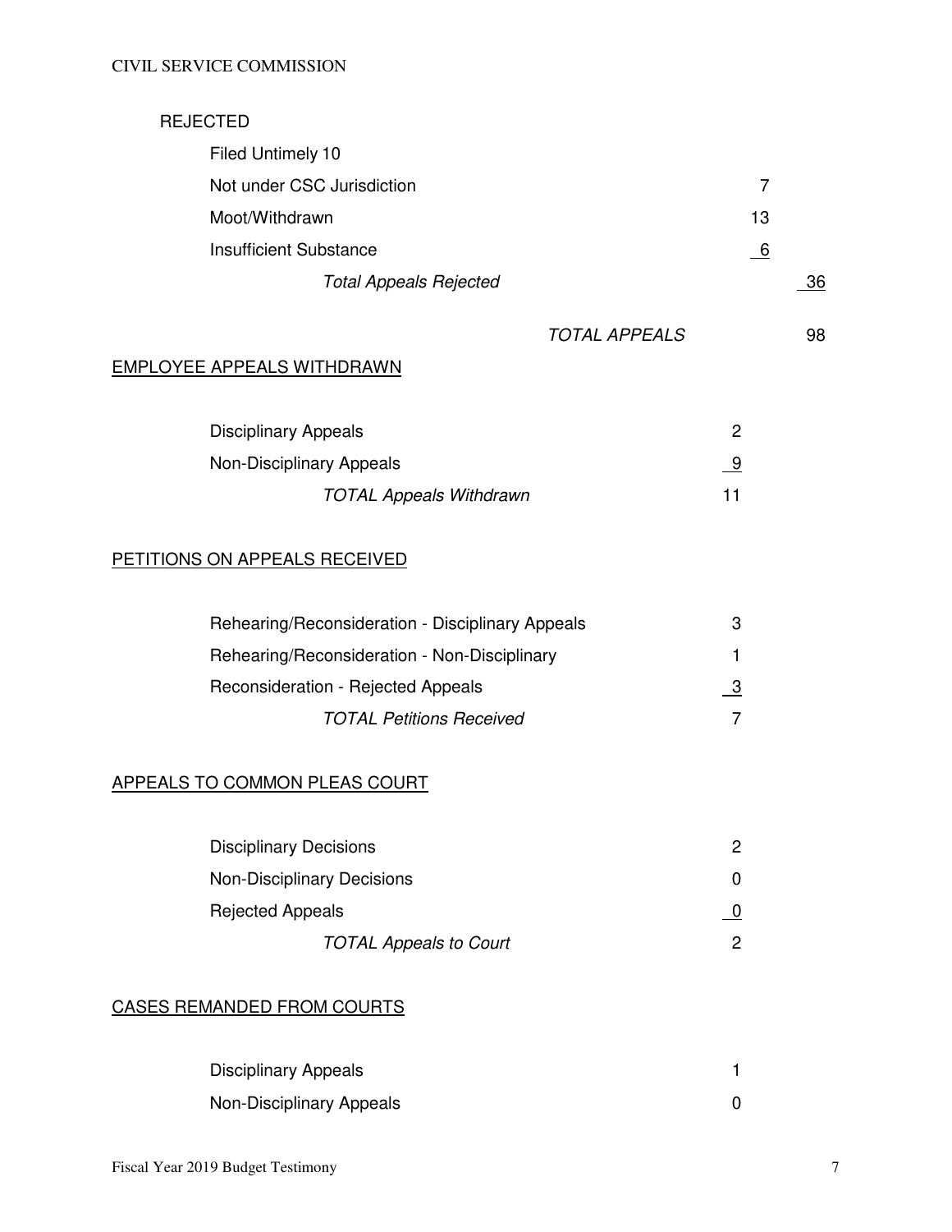REJECTED

| | | |
|---|---|---|
| Filed Untimely 10 | | |
| Not under CSC Jurisdiction | 7 | |
| Moot/Withdrawn | 13 | |
| Insufficient Substance | 6 | |
| *Total Appeals Rejected* | | 36 |
| *TOTAL APPEALS* | | 98 |

## EMPLOYEE APPEALS WITHDRAWN

| | |
|---|---|
| Disciplinary Appeals | 2 |
| Non-Disciplinary Appeals | 9 |
| *TOTAL Appeals Withdrawn* | 11 |

## PETITIONS ON APPEALS RECEIVED

| | |
|---|---|
| Rehearing/Reconsideration - Disciplinary Appeals | 3 |
| Rehearing/Reconsideration - Non-Disciplinary | 1 |
| Reconsideration - Rejected Appeals | 3 |
| *TOTAL Petitions Received* | 7 |

## APPEALS TO COMMON PLEAS COURT

| | |
|---|---|
| Disciplinary Decisions | 2 |
| Non-Disciplinary Decisions | 0 |
| Rejected Appeals | 0 |
| *TOTAL Appeals to Court* | 2 |

## CASES REMANDED FROM COURTS

| | |
|---|---|
| Disciplinary Appeals | 1 |
| Non-Disciplinary Appeals | 0 |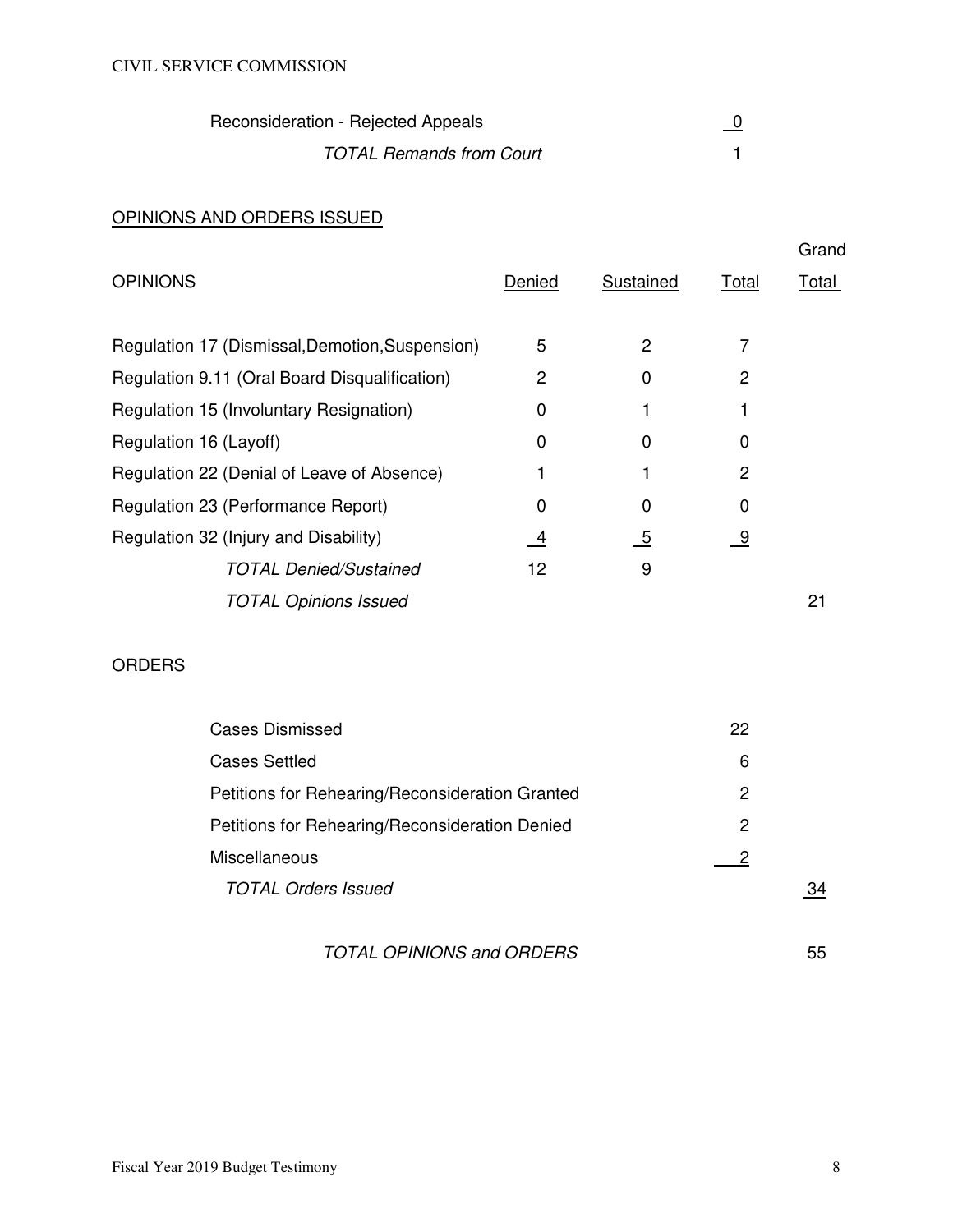| | |
|---|---|
| Reconsideration - Rejected Appeals | 0 |
| *TOTAL Remands from Court* | 1 |

## OPINIONS AND ORDERS ISSUED

| OPINIONS | Denied | Sustained | Total | Grand Total |
|---|---|---|---|---|
| Regulation 17 (Dismissal,Demotion,Suspension) | 5 | 2 | 7 | |
| Regulation 9.11 (Oral Board Disqualification) | 2 | 0 | 2 | |
| Regulation 15 (Involuntary Resignation) | 0 | 1 | 1 | |
| Regulation 16 (Layoff) | 0 | 0 | 0 | |
| Regulation 22 (Denial of Leave of Absence) | 1 | 1 | 2 | |
| Regulation 23 (Performance Report) | 0 | 0 | 0 | |
| Regulation 32 (Injury and Disability) | 4 | 5 | 9 | |
| *TOTAL Denied/Sustained* | 12 | 9 | | |
| *TOTAL Opinions Issued* | | | | 21 |

| ORDERS | | |
|---|---|---|
| Cases Dismissed | 22 | |
| Cases Settled | 6 | |
| Petitions for Rehearing/Reconsideration Granted | 2 | |
| Petitions for Rehearing/Reconsideration Denied | 2 | |
| Miscellaneous | 2 | |
| *TOTAL Orders Issued* | | 34 |
| *TOTAL OPINIONS and ORDERS* | | 55 |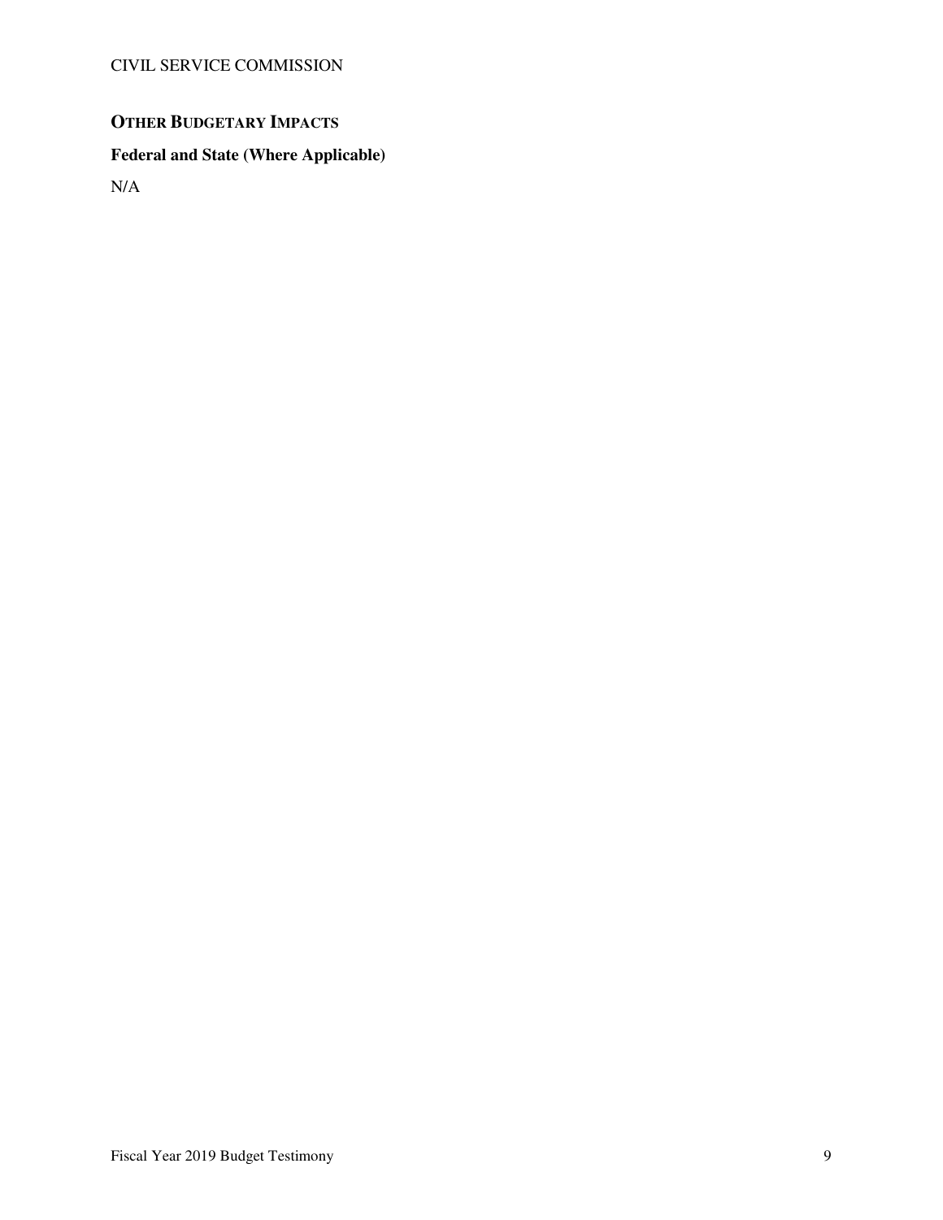## OTHER BUDGETARY IMPACTS

### Federal and State (Where Applicable)

N/A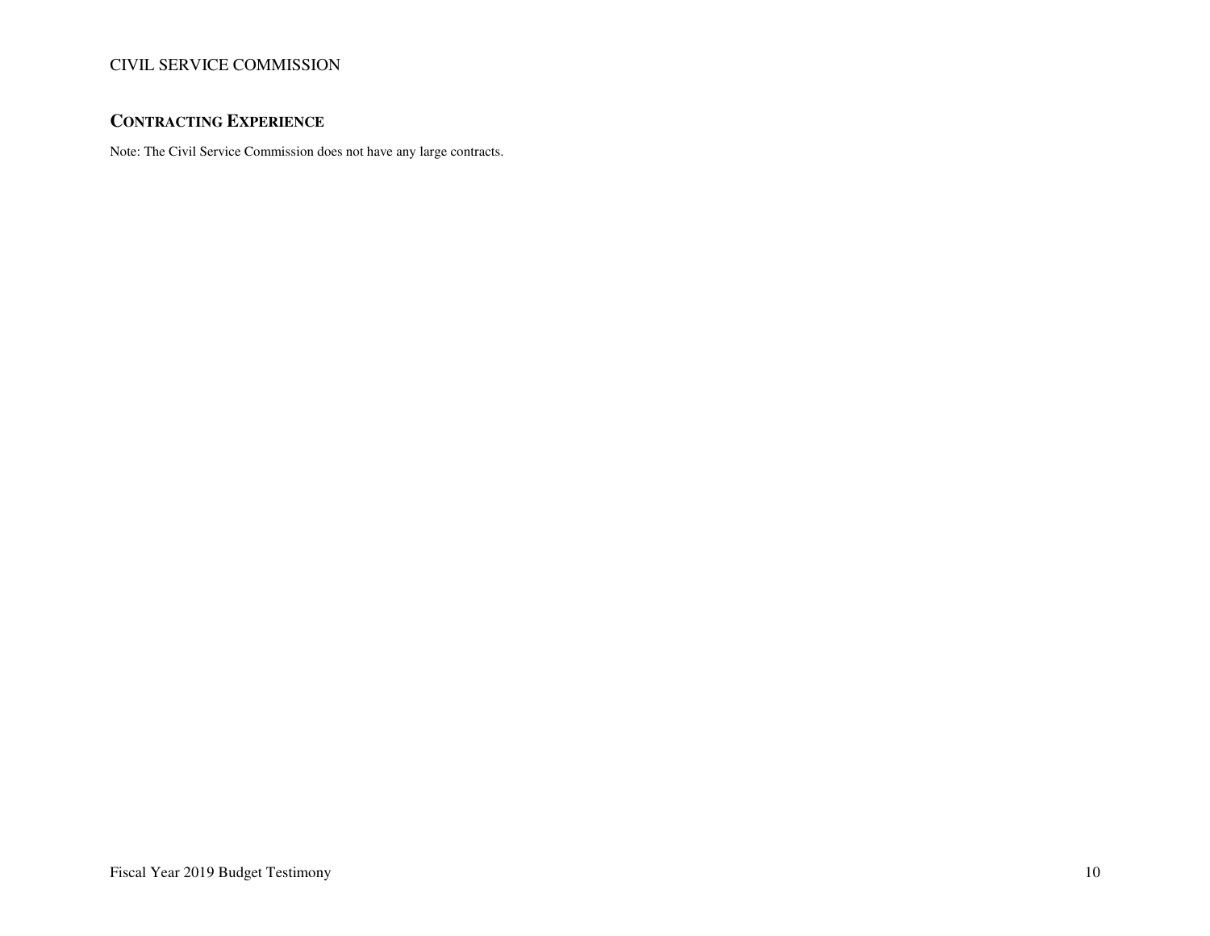## CONTRACTING EXPERIENCE

Note: The Civil Service Commission does not have any large contracts.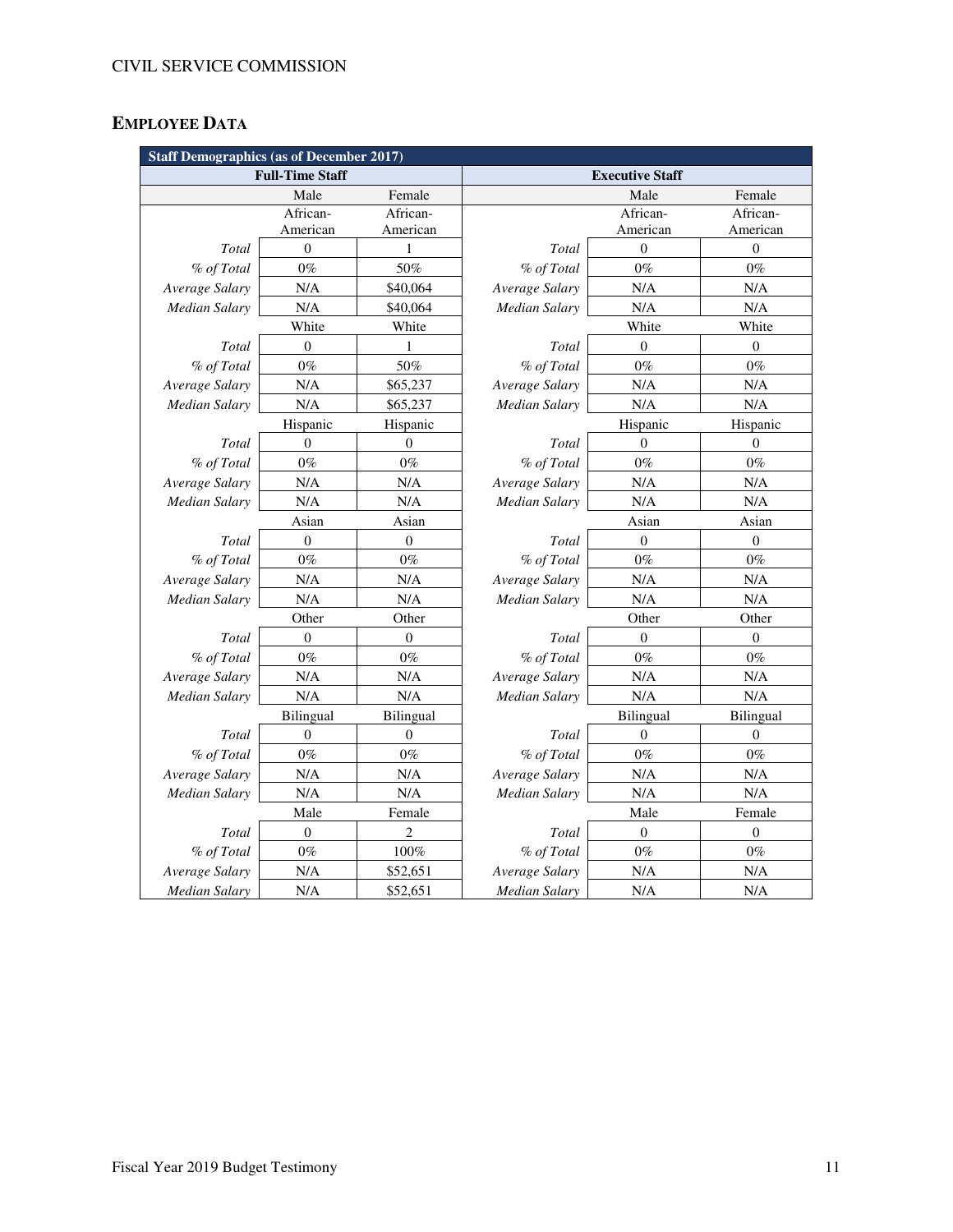## EMPLOYEE DATA

| Staff Demographics (as of December 2017) | | | | | |
|---|---|---|---|---|---|
| Full-Time Staff | | | Executive Staff | | |
| | Male | Female | | Male | Female |
| | African-American | African-American | | African-American | African-American |
| *Total* | 0 | 1 | *Total* | 0 | 0 |
| *% of Total* | 0% | 50% | *% of Total* | 0% | 0% |
| *Average Salary* | N/A | $40,064 | *Average Salary* | N/A | N/A |
| *Median Salary* | N/A | $40,064 | *Median Salary* | N/A | N/A |
| | White | White | | White | White |
| *Total* | 0 | 1 | *Total* | 0 | 0 |
| *% of Total* | 0% | 50% | *% of Total* | 0% | 0% |
| *Average Salary* | N/A | $65,237 | *Average Salary* | N/A | N/A |
| *Median Salary* | N/A | $65,237 | *Median Salary* | N/A | N/A |
| | Hispanic | Hispanic | | Hispanic | Hispanic |
| *Total* | 0 | 0 | *Total* | 0 | 0 |
| *% of Total* | 0% | 0% | *% of Total* | 0% | 0% |
| *Average Salary* | N/A | N/A | *Average Salary* | N/A | N/A |
| *Median Salary* | N/A | N/A | *Median Salary* | N/A | N/A |
| | Asian | Asian | | Asian | Asian |
| *Total* | 0 | 0 | *Total* | 0 | 0 |
| *% of Total* | 0% | 0% | *% of Total* | 0% | 0% |
| *Average Salary* | N/A | N/A | *Average Salary* | N/A | N/A |
| *Median Salary* | N/A | N/A | *Median Salary* | N/A | N/A |
| | Other | Other | | Other | Other |
| *Total* | 0 | 0 | *Total* | 0 | 0 |
| *% of Total* | 0% | 0% | *% of Total* | 0% | 0% |
| *Average Salary* | N/A | N/A | *Average Salary* | N/A | N/A |
| *Median Salary* | N/A | N/A | *Median Salary* | N/A | N/A |
| | Bilingual | Bilingual | | Bilingual | Bilingual |
| *Total* | 0 | 0 | *Total* | 0 | 0 |
| *% of Total* | 0% | 0% | *% of Total* | 0% | 0% |
| *Average Salary* | N/A | N/A | *Average Salary* | N/A | N/A |
| *Median Salary* | N/A | N/A | *Median Salary* | N/A | N/A |
| | Male | Female | | Male | Female |
| *Total* | 0 | 2 | *Total* | 0 | 0 |
| *% of Total* | 0% | 100% | *% of Total* | 0% | 0% |
| *Average Salary* | N/A | $52,651 | *Average Salary* | N/A | N/A |
| *Median Salary* | N/A | $52,651 | *Median Salary* | N/A | N/A |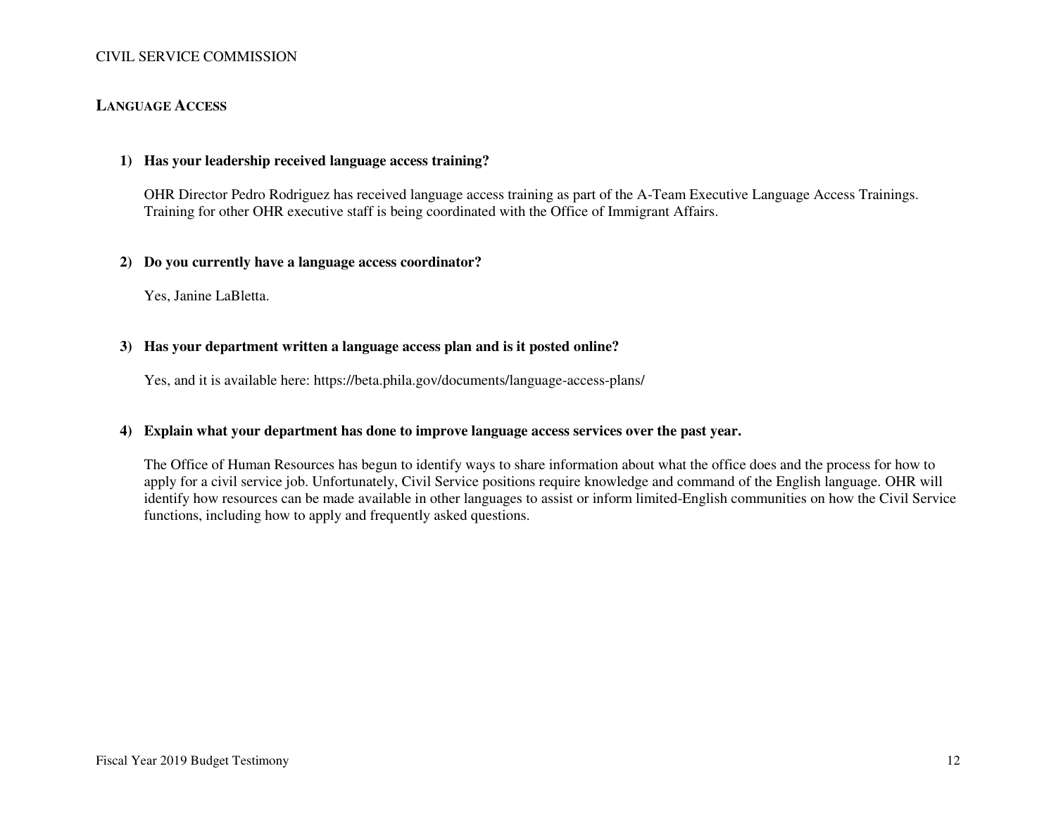## LANGUAGE ACCESS

**1) Has your leadership received language access training?**

OHR Director Pedro Rodriguez has received language access training as part of the A-Team Executive Language Access Trainings. Training for other OHR executive staff is being coordinated with the Office of Immigrant Affairs.

**2) Do you currently have a language access coordinator?**

Yes, Janine LaBletta.

**3) Has your department written a language access plan and is it posted online?**

Yes, and it is available here: https://beta.phila.gov/documents/language-access-plans/

**4) Explain what your department has done to improve language access services over the past year.**

The Office of Human Resources has begun to identify ways to share information about what the office does and the process for how to apply for a civil service job. Unfortunately, Civil Service positions require knowledge and command of the English language. OHR will identify how resources can be made available in other languages to assist or inform limited-English communities on how the Civil Service functions, including how to apply and frequently asked questions.